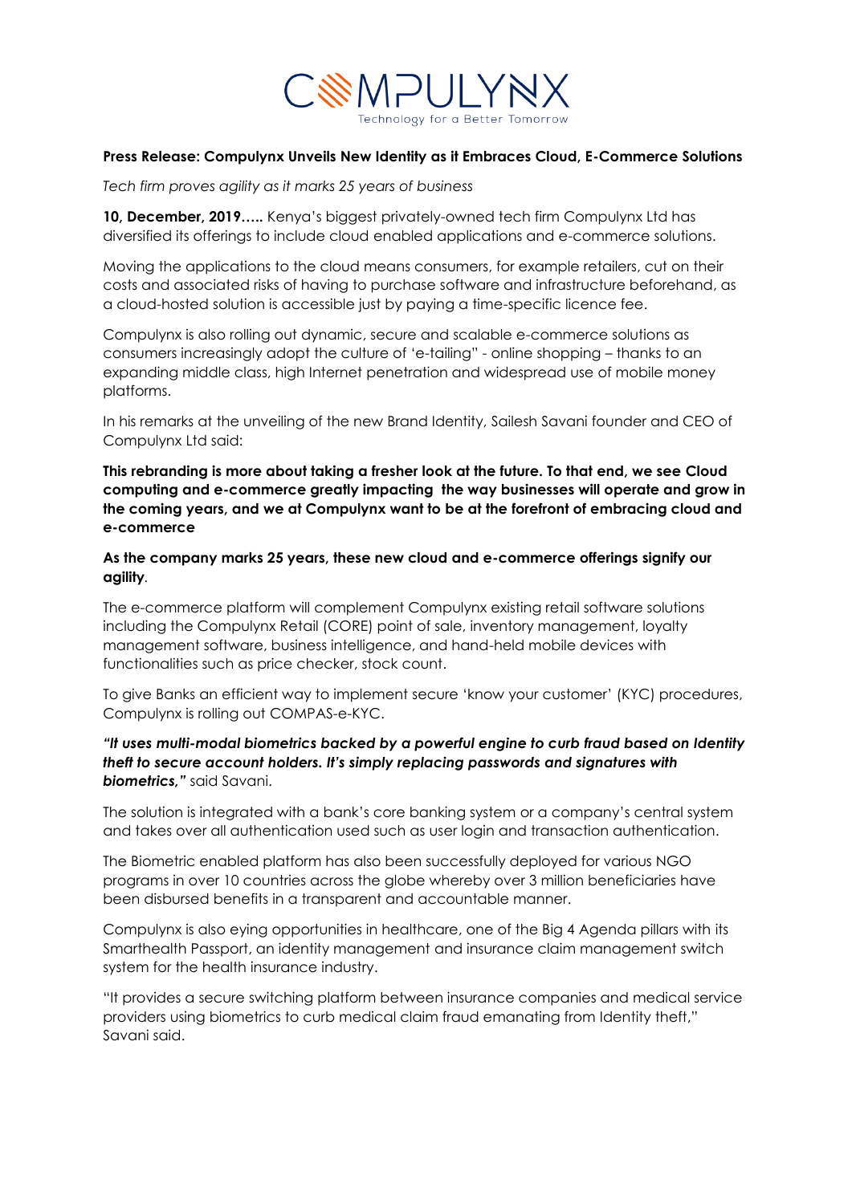COMPULYNX

Technology for a Better Tomorrow

**Press Release: Compulynx Unveils New Identity as it Embraces Cloud, E-Commerce Solutions**

*Tech firm proves agility as it marks 25 years of business*

**10, December, 2019…..** Kenya's biggest privately-owned tech firm Compulynx Ltd has diversified its offerings to include cloud enabled applications and e-commerce solutions.

Moving the applications to the cloud means consumers, for example retailers, cut on their costs and associated risks of having to purchase software and infrastructure beforehand, as a cloud-hosted solution is accessible just by paying a time-specific licence fee.

Compulynx is also rolling out dynamic, secure and scalable e-commerce solutions as consumers increasingly adopt the culture of 'e-tailing" - online shopping – thanks to an expanding middle class, high Internet penetration and widespread use of mobile money platforms.

In his remarks at the unveiling of the new Brand Identity, Sailesh Savani founder and CEO of Compulynx Ltd said:

**This rebranding is more about taking a fresher look at the future. To that end, we see Cloud computing and e-commerce greatly impacting the way businesses will operate and grow in the coming years, and we at Compulynx want to be at the forefront of embracing cloud and e-commerce**

**As the company marks 25 years, these new cloud and e-commerce offerings signify our agility**.

The e-commerce platform will complement Compulynx existing retail software solutions including the Compulynx Retail (CORE) point of sale, inventory management, loyalty management software, business intelligence, and hand-held mobile devices with functionalities such as price checker, stock count.

To give Banks an efficient way to implement secure 'know your customer' (KYC) procedures, Compulynx is rolling out COMPAS-e-KYC.

***"It uses multi-modal biometrics backed by a powerful engine to curb fraud based on Identity theft to secure account holders. It's simply replacing passwords and signatures with biometrics,"*** said Savani.

The solution is integrated with a bank's core banking system or a company's central system and takes over all authentication used such as user login and transaction authentication.

The Biometric enabled platform has also been successfully deployed for various NGO programs in over 10 countries across the globe whereby over 3 million beneficiaries have been disbursed benefits in a transparent and accountable manner.

Compulynx is also eying opportunities in healthcare, one of the Big 4 Agenda pillars with its Smarthealth Passport, an identity management and insurance claim management switch system for the health insurance industry.

"It provides a secure switching platform between insurance companies and medical service providers using biometrics to curb medical claim fraud emanating from Identity theft," Savani said.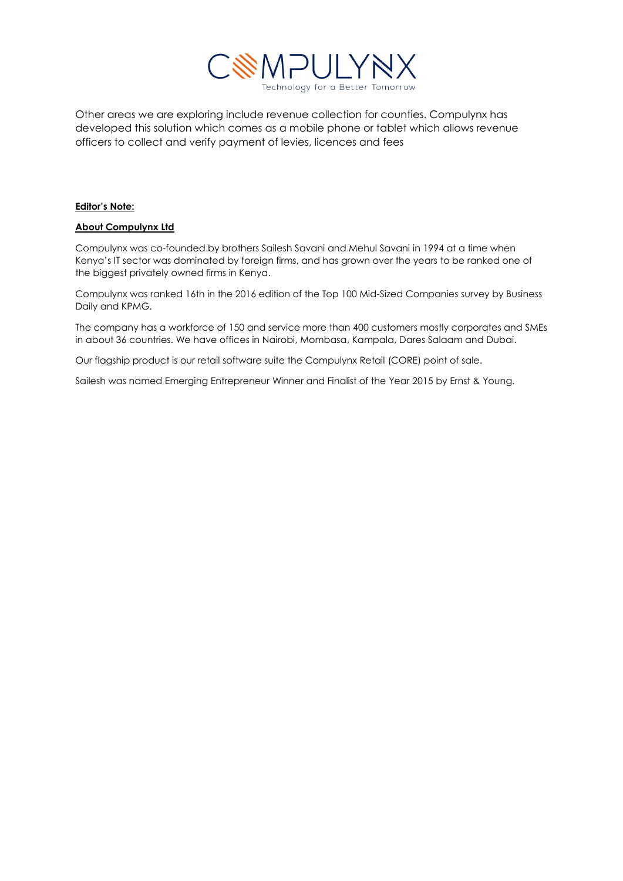Other areas we are exploring include revenue collection for counties. Compulynx has developed this solution which comes as a mobile phone or tablet which allows revenue officers to collect and verify payment of levies, licences and fees

**Editor's Note:**

**About Compulynx Ltd**

Compulynx was co-founded by brothers Sailesh Savani and Mehul Savani in 1994 at a time when Kenya's IT sector was dominated by foreign firms, and has grown over the years to be ranked one of the biggest privately owned firms in Kenya.

Compulynx was ranked 16th in the 2016 edition of the Top 100 Mid-Sized Companies survey by Business Daily and KPMG.

The company has a workforce of 150 and service more than 400 customers mostly corporates and SMEs in about 36 countries. We have offices in Nairobi, Mombasa, Kampala, Dares Salaam and Dubai.

Our flagship product is our retail software suite the Compulynx Retail (CORE) point of sale.

Sailesh was named Emerging Entrepreneur Winner and Finalist of the Year 2015 by Ernst & Young.